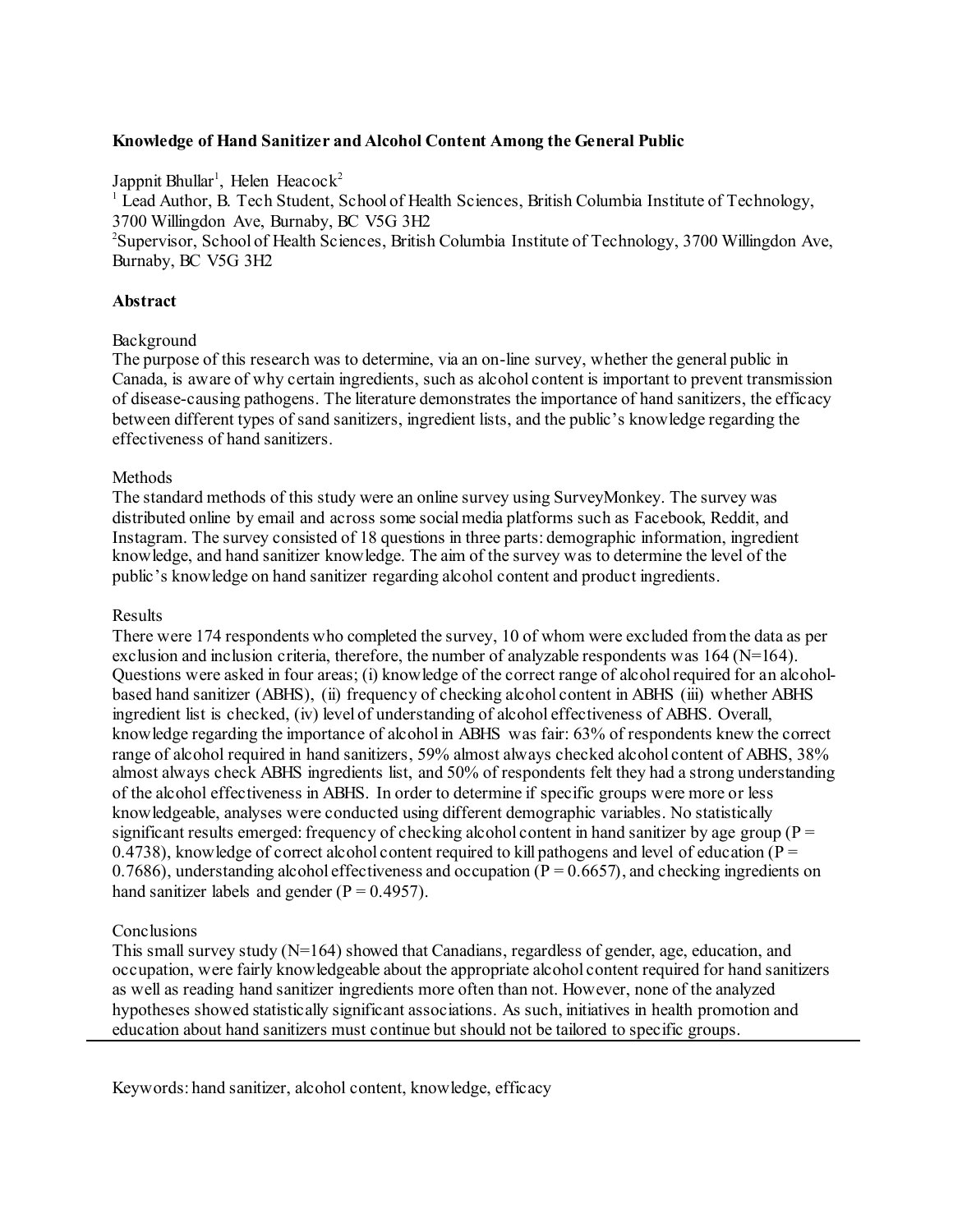**Knowledge of Hand Sanitizer and Alcohol Content Among the General Public**

Jappnit Bhullar[1], Helen Heacock[2]

[1] Lead Author, B. Tech Student, School of Health Sciences, British Columbia Institute of Technology, 3700 Willingdon Ave, Burnaby, BC V5G 3H2

[2]Supervisor, School of Health Sciences, British Columbia Institute of Technology, 3700 Willingdon Ave, Burnaby, BC V5G 3H2

**Abstract**

Background

The purpose of this research was to determine, via an on-line survey, whether the general public in Canada, is aware of why certain ingredients, such as alcohol content is important to prevent transmission of disease-causing pathogens. The literature demonstrates the importance of hand sanitizers, the efficacy between different types of sand sanitizers, ingredient lists, and the public's knowledge regarding the effectiveness of hand sanitizers.

Methods

The standard methods of this study were an online survey using SurveyMonkey. The survey was distributed online by email and across some social media platforms such as Facebook, Reddit, and Instagram. The survey consisted of 18 questions in three parts: demographic information, ingredient knowledge, and hand sanitizer knowledge. The aim of the survey was to determine the level of the public's knowledge on hand sanitizer regarding alcohol content and product ingredients.

Results

There were 174 respondents who completed the survey, 10 of whom were excluded from the data as per exclusion and inclusion criteria, therefore, the number of analyzable respondents was 164 (N=164). Questions were asked in four areas; (i) knowledge of the correct range of alcohol required for an alcohol-based hand sanitizer (ABHS), (ii) frequency of checking alcohol content in ABHS (iii) whether ABHS ingredient list is checked, (iv) level of understanding of alcohol effectiveness of ABHS. Overall, knowledge regarding the importance of alcohol in ABHS was fair: 63% of respondents knew the correct range of alcohol required in hand sanitizers, 59% almost always checked alcohol content of ABHS, 38% almost always check ABHS ingredients list, and 50% of respondents felt they had a strong understanding of the alcohol effectiveness in ABHS. In order to determine if specific groups were more or less knowledgeable, analyses were conducted using different demographic variables. No statistically significant results emerged: frequency of checking alcohol content in hand sanitizer by age group ($P = 0.4738$), knowledge of correct alcohol content required to kill pathogens and level of education ($P = 0.7686$), understanding alcohol effectiveness and occupation ($P = 0.6657$), and checking ingredients on hand sanitizer labels and gender ($P = 0.4957$).

Conclusions

This small survey study (N=164) showed that Canadians, regardless of gender, age, education, and occupation, were fairly knowledgeable about the appropriate alcohol content required for hand sanitizers as well as reading hand sanitizer ingredients more often than not. However, none of the analyzed hypotheses showed statistically significant associations. As such, initiatives in health promotion and education about hand sanitizers must continue but should not be tailored to specific groups.

---

Keywords: hand sanitizer, alcohol content, knowledge, efficacy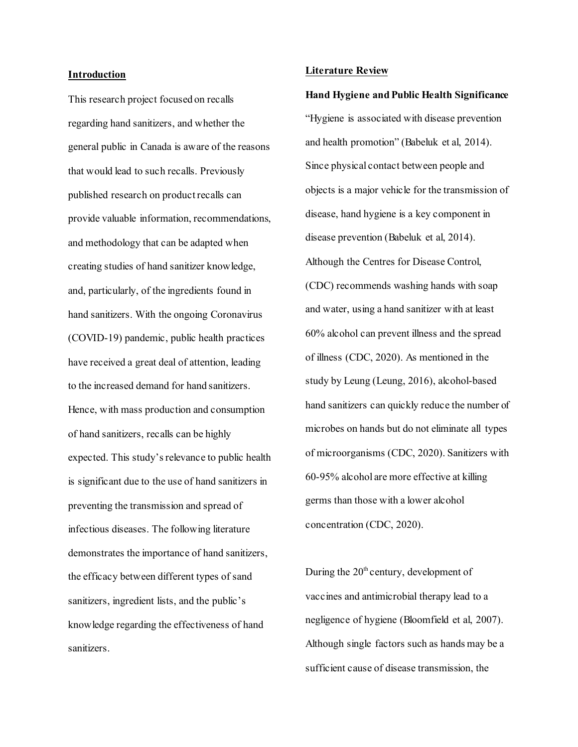## Introduction

This research project focused on recalls regarding hand sanitizers, and whether the general public in Canada is aware of the reasons that would lead to such recalls. Previously published research on product recalls can provide valuable information, recommendations, and methodology that can be adapted when creating studies of hand sanitizer knowledge, and, particularly, of the ingredients found in hand sanitizers. With the ongoing Coronavirus (COVID-19) pandemic, public health practices have received a great deal of attention, leading to the increased demand for hand sanitizers. Hence, with mass production and consumption of hand sanitizers, recalls can be highly expected. This study's relevance to public health is significant due to the use of hand sanitizers in preventing the transmission and spread of infectious diseases. The following literature demonstrates the importance of hand sanitizers, the efficacy between different types of sand sanitizers, ingredient lists, and the public's knowledge regarding the effectiveness of hand sanitizers.

## Literature Review

### Hand Hygiene and Public Health Significance

"Hygiene is associated with disease prevention and health promotion" (Babeluk et al, 2014). Since physical contact between people and objects is a major vehicle for the transmission of disease, hand hygiene is a key component in disease prevention (Babeluk et al, 2014). Although the Centres for Disease Control, (CDC) recommends washing hands with soap and water, using a hand sanitizer with at least 60% alcohol can prevent illness and the spread of illness (CDC, 2020). As mentioned in the study by Leung (Leung, 2016), alcohol-based hand sanitizers can quickly reduce the number of microbes on hands but do not eliminate all types of microorganisms (CDC, 2020). Sanitizers with 60-95% alcohol are more effective at killing germs than those with a lower alcohol concentration (CDC, 2020).

During the 20th century, development of vaccines and antimicrobial therapy lead to a negligence of hygiene (Bloomfield et al, 2007). Although single factors such as hands may be a sufficient cause of disease transmission, the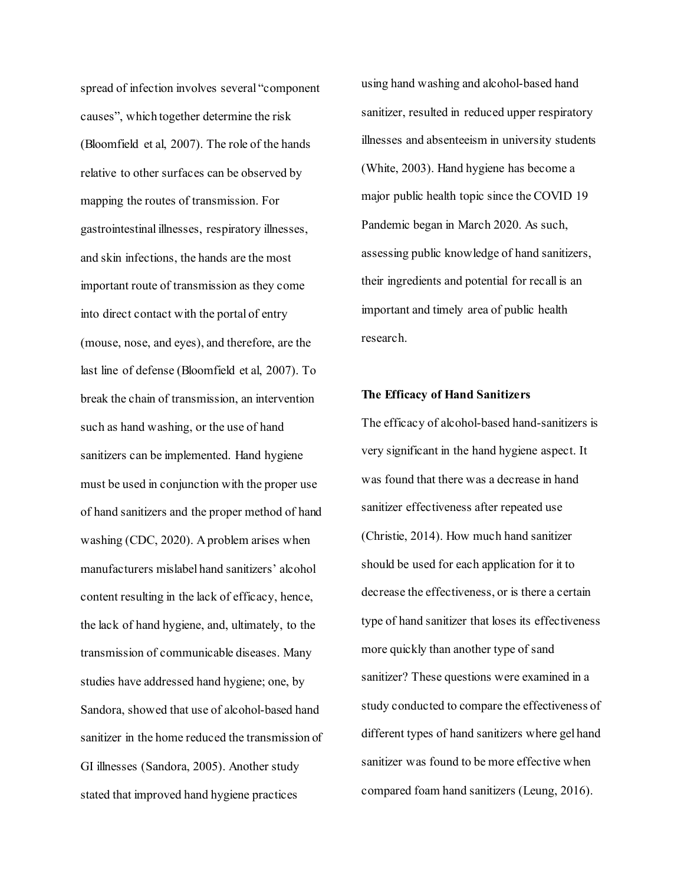spread of infection involves several "component causes", which together determine the risk (Bloomfield et al, 2007). The role of the hands relative to other surfaces can be observed by mapping the routes of transmission. For gastrointestinal illnesses, respiratory illnesses, and skin infections, the hands are the most important route of transmission as they come into direct contact with the portal of entry (mouse, nose, and eyes), and therefore, are the last line of defense (Bloomfield et al, 2007). To break the chain of transmission, an intervention such as hand washing, or the use of hand sanitizers can be implemented. Hand hygiene must be used in conjunction with the proper use of hand sanitizers and the proper method of hand washing (CDC, 2020). A problem arises when manufacturers mislabel hand sanitizers' alcohol content resulting in the lack of efficacy, hence, the lack of hand hygiene, and, ultimately, to the transmission of communicable diseases. Many studies have addressed hand hygiene; one, by Sandora, showed that use of alcohol-based hand sanitizer in the home reduced the transmission of GI illnesses (Sandora, 2005). Another study stated that improved hand hygiene practices using hand washing and alcohol-based hand sanitizer, resulted in reduced upper respiratory illnesses and absenteeism in university students (White, 2003). Hand hygiene has become a major public health topic since the COVID 19 Pandemic began in March 2020. As such, assessing public knowledge of hand sanitizers, their ingredients and potential for recall is an important and timely area of public health research.

**The Efficacy of Hand Sanitizers**

The efficacy of alcohol-based hand-sanitizers is very significant in the hand hygiene aspect. It was found that there was a decrease in hand sanitizer effectiveness after repeated use (Christie, 2014). How much hand sanitizer should be used for each application for it to decrease the effectiveness, or is there a certain type of hand sanitizer that loses its effectiveness more quickly than another type of sand sanitizer? These questions were examined in a study conducted to compare the effectiveness of different types of hand sanitizers where gel hand sanitizer was found to be more effective when compared foam hand sanitizers (Leung, 2016).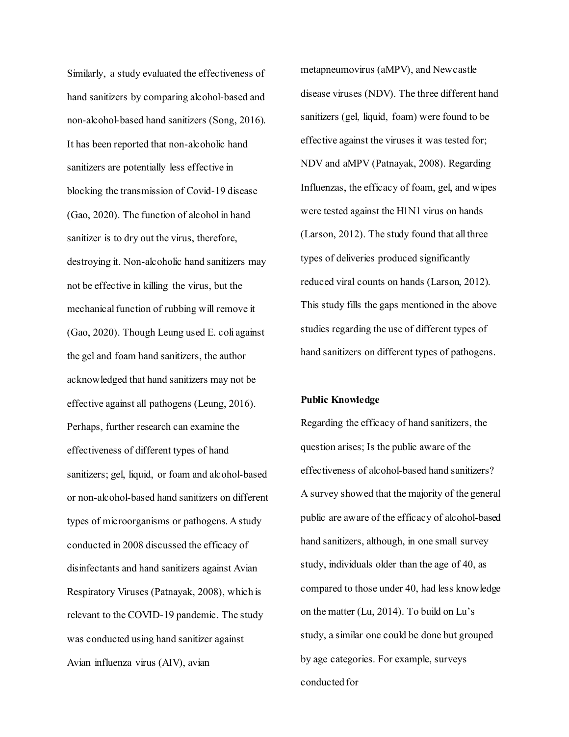Similarly, a study evaluated the effectiveness of hand sanitizers by comparing alcohol-based and non-alcohol-based hand sanitizers (Song, 2016). It has been reported that non-alcoholic hand sanitizers are potentially less effective in blocking the transmission of Covid-19 disease (Gao, 2020). The function of alcohol in hand sanitizer is to dry out the virus, therefore, destroying it. Non-alcoholic hand sanitizers may not be effective in killing the virus, but the mechanical function of rubbing will remove it (Gao, 2020). Though Leung used E. coli against the gel and foam hand sanitizers, the author acknowledged that hand sanitizers may not be effective against all pathogens (Leung, 2016). Perhaps, further research can examine the effectiveness of different types of hand sanitizers; gel, liquid, or foam and alcohol-based or non-alcohol-based hand sanitizers on different types of microorganisms or pathogens. A study conducted in 2008 discussed the efficacy of disinfectants and hand sanitizers against Avian Respiratory Viruses (Patnayak, 2008), which is relevant to the COVID-19 pandemic. The study was conducted using hand sanitizer against Avian influenza virus (AIV), avian metapneumovirus (aMPV), and Newcastle disease viruses (NDV). The three different hand sanitizers (gel, liquid, foam) were found to be effective against the viruses it was tested for; NDV and aMPV (Patnayak, 2008). Regarding Influenzas, the efficacy of foam, gel, and wipes were tested against the H1N1 virus on hands (Larson, 2012). The study found that all three types of deliveries produced significantly reduced viral counts on hands (Larson, 2012). This study fills the gaps mentioned in the above studies regarding the use of different types of hand sanitizers on different types of pathogens.

**Public Knowledge**

Regarding the efficacy of hand sanitizers, the question arises; Is the public aware of the effectiveness of alcohol-based hand sanitizers? A survey showed that the majority of the general public are aware of the efficacy of alcohol-based hand sanitizers, although, in one small survey study, individuals older than the age of 40, as compared to those under 40, had less knowledge on the matter (Lu, 2014). To build on Lu's study, a similar one could be done but grouped by age categories. For example, surveys conducted for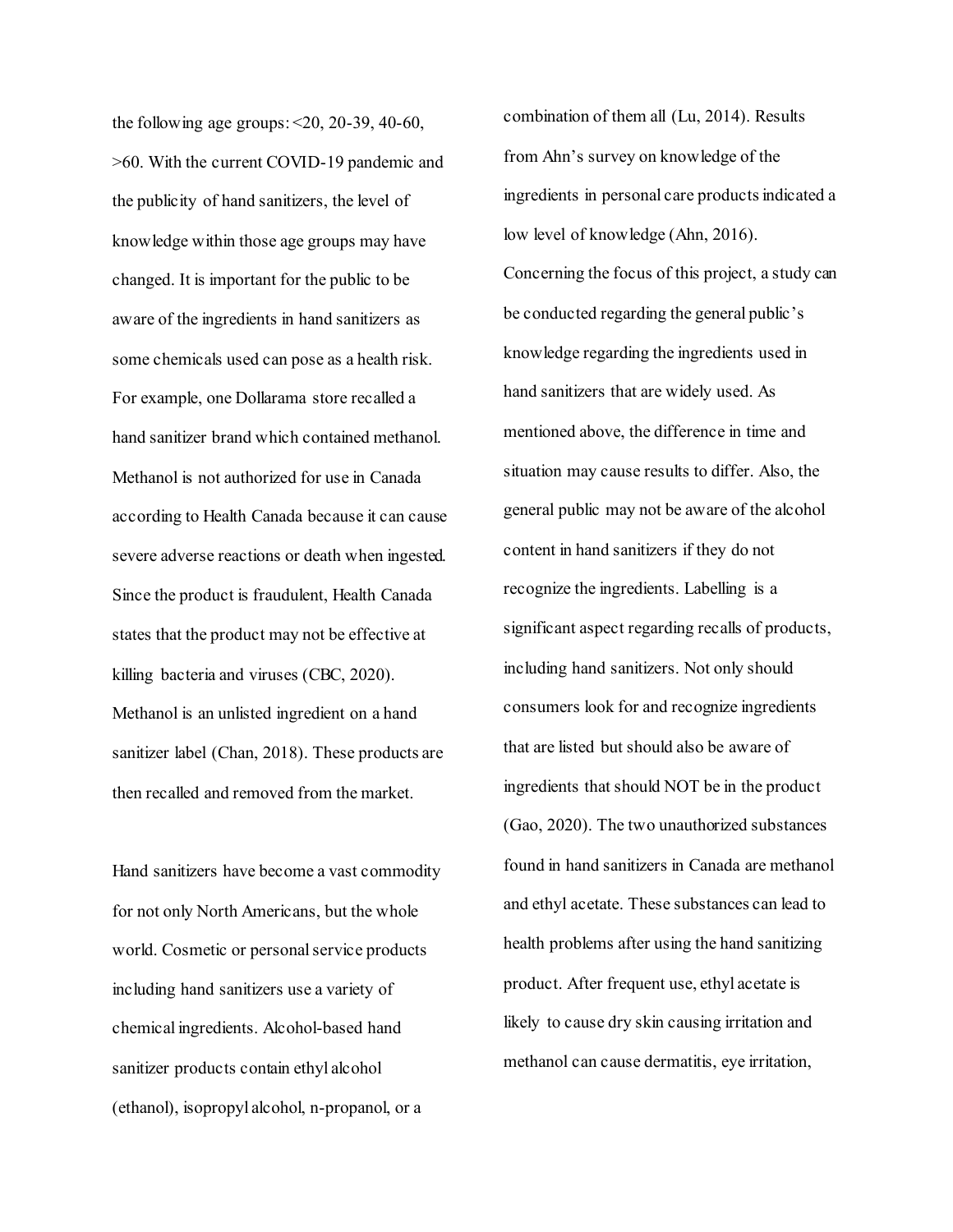the following age groups: <20, 20-39, 40-60, >60. With the current COVID-19 pandemic and the publicity of hand sanitizers, the level of knowledge within those age groups may have changed. It is important for the public to be aware of the ingredients in hand sanitizers as some chemicals used can pose as a health risk. For example, one Dollarama store recalled a hand sanitizer brand which contained methanol. Methanol is not authorized for use in Canada according to Health Canada because it can cause severe adverse reactions or death when ingested. Since the product is fraudulent, Health Canada states that the product may not be effective at killing bacteria and viruses (CBC, 2020). Methanol is an unlisted ingredient on a hand sanitizer label (Chan, 2018). These products are then recalled and removed from the market.

Hand sanitizers have become a vast commodity for not only North Americans, but the whole world. Cosmetic or personal service products including hand sanitizers use a variety of chemical ingredients. Alcohol-based hand sanitizer products contain ethyl alcohol (ethanol), isopropyl alcohol, n-propanol, or a combination of them all (Lu, 2014). Results from Ahn's survey on knowledge of the ingredients in personal care products indicated a low level of knowledge (Ahn, 2016). Concerning the focus of this project, a study can be conducted regarding the general public's knowledge regarding the ingredients used in hand sanitizers that are widely used. As mentioned above, the difference in time and situation may cause results to differ. Also, the general public may not be aware of the alcohol content in hand sanitizers if they do not recognize the ingredients. Labelling is a significant aspect regarding recalls of products, including hand sanitizers. Not only should consumers look for and recognize ingredients that are listed but should also be aware of ingredients that should NOT be in the product (Gao, 2020). The two unauthorized substances found in hand sanitizers in Canada are methanol and ethyl acetate. These substances can lead to health problems after using the hand sanitizing product. After frequent use, ethyl acetate is likely to cause dry skin causing irritation and methanol can cause dermatitis, eye irritation,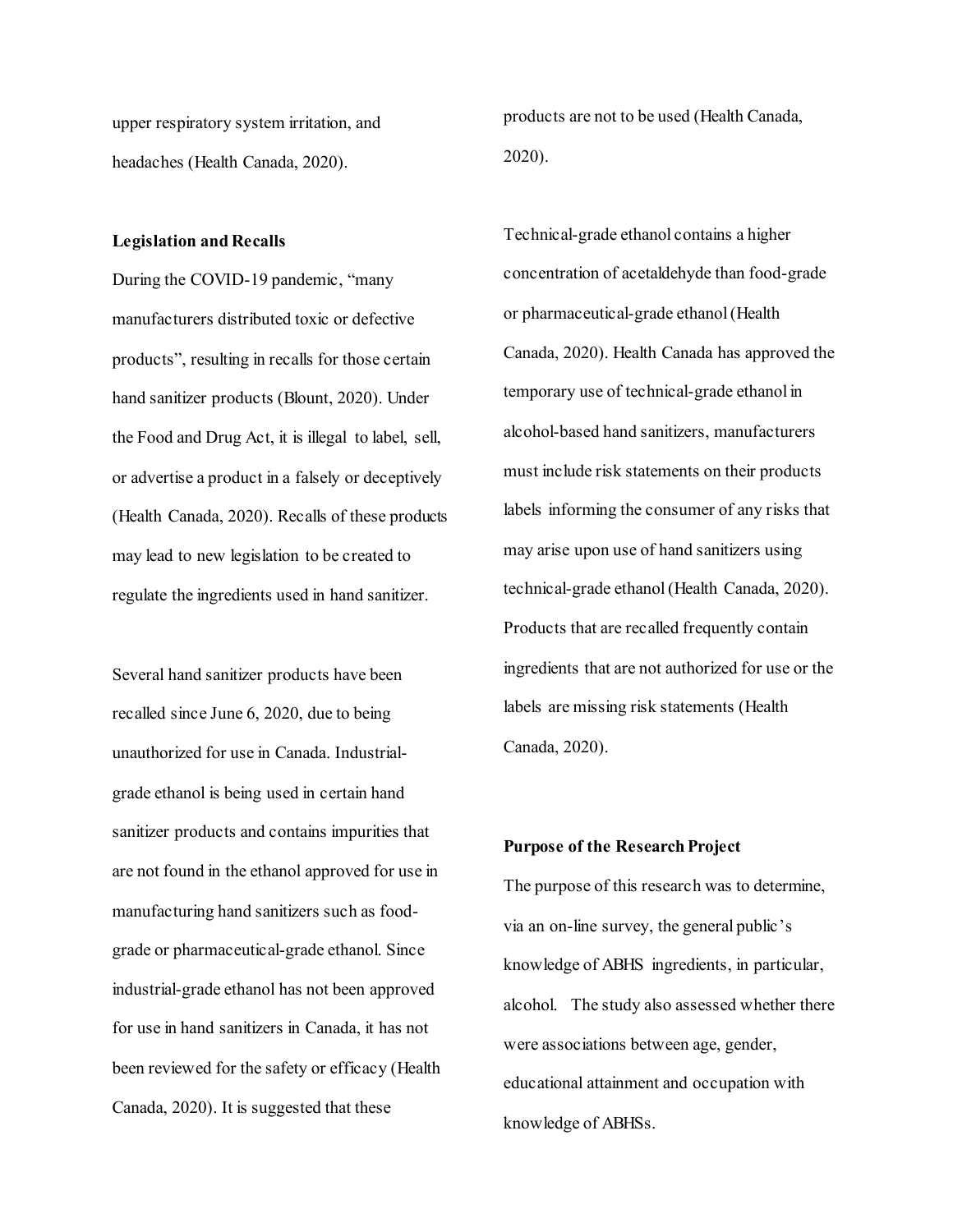upper respiratory system irritation, and headaches (Health Canada, 2020).

**Legislation and Recalls**

During the COVID-19 pandemic, "many manufacturers distributed toxic or defective products", resulting in recalls for those certain hand sanitizer products (Blount, 2020). Under the Food and Drug Act, it is illegal to label, sell, or advertise a product in a falsely or deceptively (Health Canada, 2020). Recalls of these products may lead to new legislation to be created to regulate the ingredients used in hand sanitizer.

Several hand sanitizer products have been recalled since June 6, 2020, due to being unauthorized for use in Canada. Industrial-grade ethanol is being used in certain hand sanitizer products and contains impurities that are not found in the ethanol approved for use in manufacturing hand sanitizers such as food-grade or pharmaceutical-grade ethanol. Since industrial-grade ethanol has not been approved for use in hand sanitizers in Canada, it has not been reviewed for the safety or efficacy (Health Canada, 2020). It is suggested that these products are not to be used (Health Canada, 2020).

Technical-grade ethanol contains a higher concentration of acetaldehyde than food-grade or pharmaceutical-grade ethanol (Health Canada, 2020). Health Canada has approved the temporary use of technical-grade ethanol in alcohol-based hand sanitizers, manufacturers must include risk statements on their products labels informing the consumer of any risks that may arise upon use of hand sanitizers using technical-grade ethanol (Health Canada, 2020). Products that are recalled frequently contain ingredients that are not authorized for use or the labels are missing risk statements (Health Canada, 2020).

**Purpose of the Research Project**

The purpose of this research was to determine, via an on-line survey, the general public's knowledge of ABHS ingredients, in particular, alcohol. The study also assessed whether there were associations between age, gender, educational attainment and occupation with knowledge of ABHSs.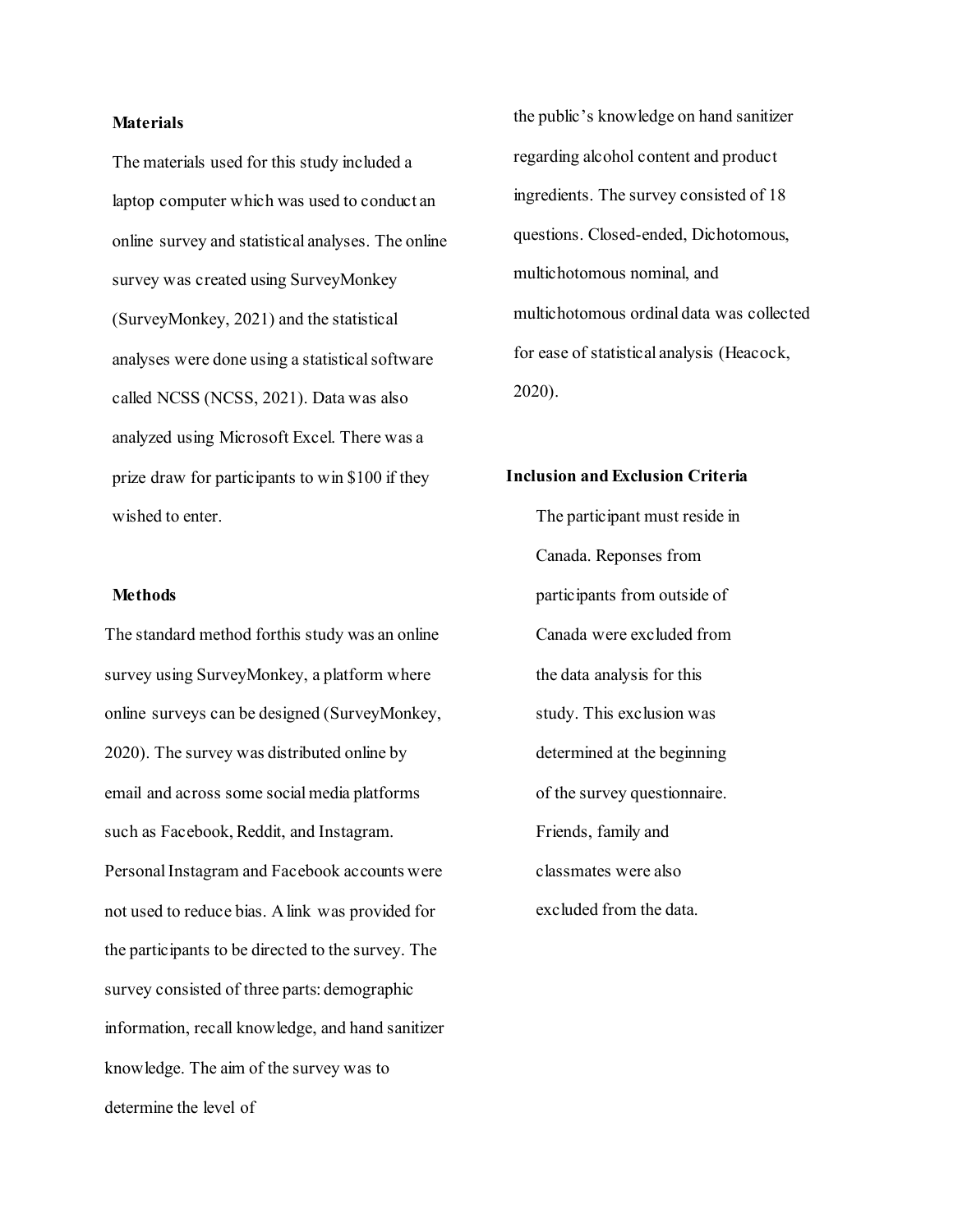**Materials**

The materials used for this study included a laptop computer which was used to conduct an online survey and statistical analyses. The online survey was created using SurveyMonkey (SurveyMonkey, 2021) and the statistical analyses were done using a statistical software called NCSS (NCSS, 2021). Data was also analyzed using Microsoft Excel. There was a prize draw for participants to win $100 if they wished to enter.

**Methods**

The standard method forthis study was an online survey using SurveyMonkey, a platform where online surveys can be designed (SurveyMonkey, 2020). The survey was distributed online by email and across some social media platforms such as Facebook, Reddit, and Instagram. Personal Instagram and Facebook accounts were not used to reduce bias. A link was provided for the participants to be directed to the survey. The survey consisted of three parts: demographic information, recall knowledge, and hand sanitizer knowledge. The aim of the survey was to determine the level of the public's knowledge on hand sanitizer regarding alcohol content and product ingredients. The survey consisted of 18 questions. Closed-ended, Dichotomous, multichotomous nominal, and multichotomous ordinal data was collected for ease of statistical analysis (Heacock, 2020).

**Inclusion and Exclusion Criteria**

The participant must reside in Canada. Reponses from participants from outside of Canada were excluded from the data analysis for this study. This exclusion was determined at the beginning of the survey questionnaire. Friends, family and classmates were also excluded from the data.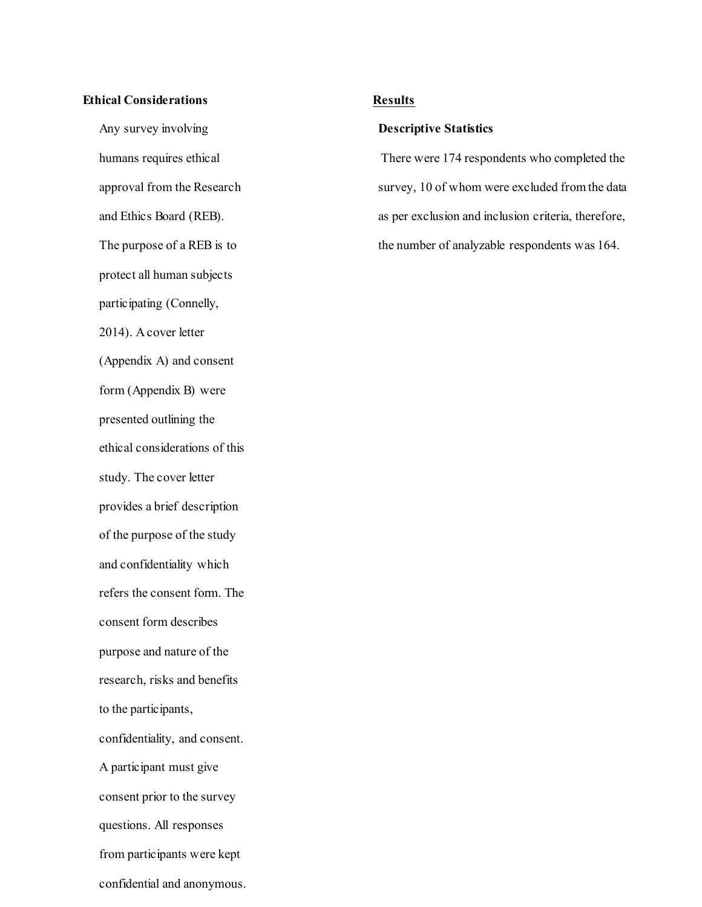## Ethical Considerations

Any survey involving humans requires ethical approval from the Research and Ethics Board (REB). The purpose of a REB is to protect all human subjects participating (Connelly, 2014). A cover letter (Appendix A) and consent form (Appendix B) were presented outlining the ethical considerations of this study. The cover letter provides a brief description of the purpose of the study and confidentiality which refers the consent form. The consent form describes purpose and nature of the research, risks and benefits to the participants, confidentiality, and consent. A participant must give consent prior to the survey questions. All responses from participants were kept confidential and anonymous.

## Results

### Descriptive Statistics

There were 174 respondents who completed the survey, 10 of whom were excluded from the data as per exclusion and inclusion criteria, therefore, the number of analyzable respondents was 164.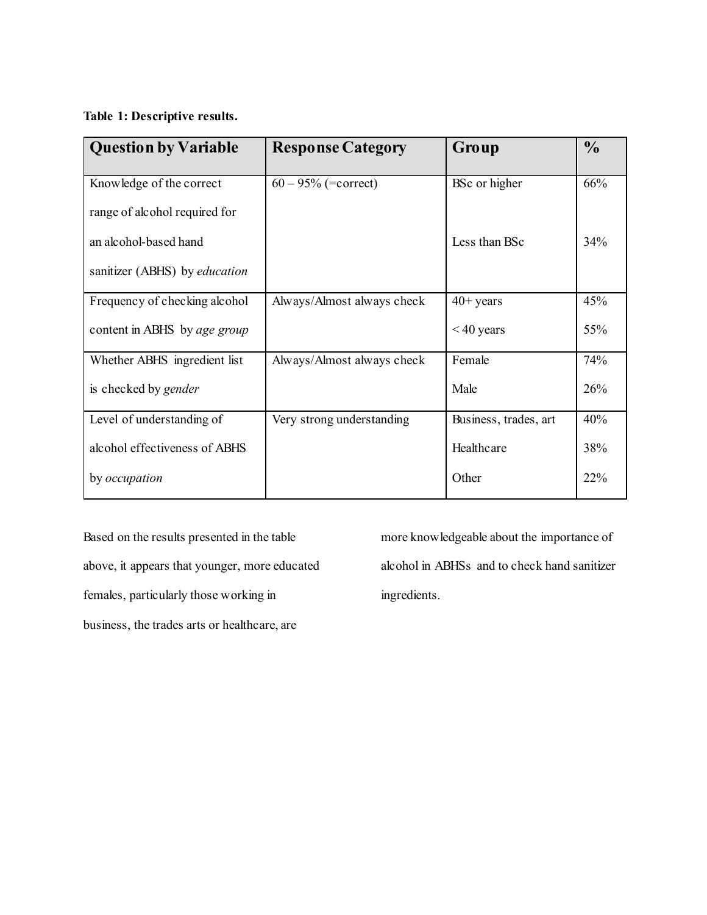**Table 1: Descriptive results.**

| Question by Variable | Response Category | Group | % |
|---|---|---|---|
| Knowledge of the correct range of alcohol required for an alcohol-based hand sanitizer (ABHS) by *education* | 60 – 95% (=correct) | BSc or higher | 66% |
| | | Less than BSc | 34% |
| Frequency of checking alcohol content in ABHS by *age group* | Always/Almost always check | 40+ years | 45% |
| | | < 40 years | 55% |
| Whether ABHS ingredient list is checked by *gender* | Always/Almost always check | Female | 74% |
| | | Male | 26% |
| Level of understanding of alcohol effectiveness of ABHS by *occupation* | Very strong understanding | Business, trades, art | 40% |
| | | Healthcare | 38% |
| | | Other | 22% |

Based on the results presented in the table above, it appears that younger, more educated females, particularly those working in business, the trades arts or healthcare, are more knowledgeable about the importance of alcohol in ABHSs and to check hand sanitizer ingredients.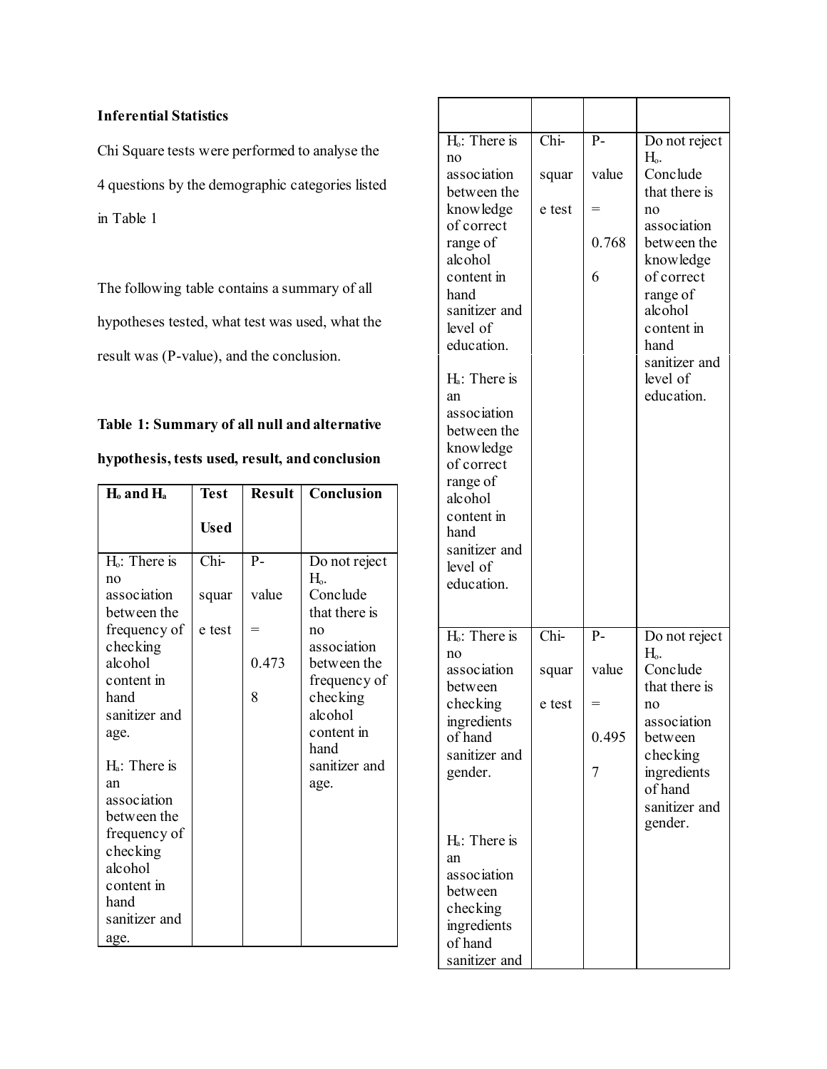**Inferential Statistics**

Chi Square tests were performed to analyse the 4 questions by the demographic categories listed in Table 1

The following table contains a summary of all hypotheses tested, what test was used, what the result was (P-value), and the conclusion.

**Table 1: Summary of all null and alternative hypothesis, tests used, result, and conclusion**

| $H_o$ and $H_a$ | Test Used | Result | Conclusion |
| --- | --- | --- | --- |
| $H_o$: There is no association between the frequency of checking alcohol content in hand sanitizer and age. $H_a$: There is an association between the frequency of checking alcohol content in hand sanitizer and age. | Chi-square test | P-value = 0.4738 | Do not reject $H_o$. Conclude that there is no association between the frequency of checking alcohol content in hand sanitizer and age. |
| | | | |
| $H_o$: There is no association between the knowledge of correct range of alcohol content in hand sanitizer and level of education. $H_a$: There is an association between the knowledge of correct range of alcohol content in hand sanitizer and level of education. | Chi-square test | P-value = 0.7686 | Do not reject $H_o$. Conclude that there is no association between the knowledge of correct range of alcohol content in hand sanitizer and level of education. |
| $H_o$: There is no association between checking ingredients of hand sanitizer and gender. $H_a$: There is an association between checking ingredients of hand sanitizer and | Chi-square test | P-value = 0.4957 | Do not reject $H_o$. Conclude that there is no association between checking ingredients of hand sanitizer and gender. |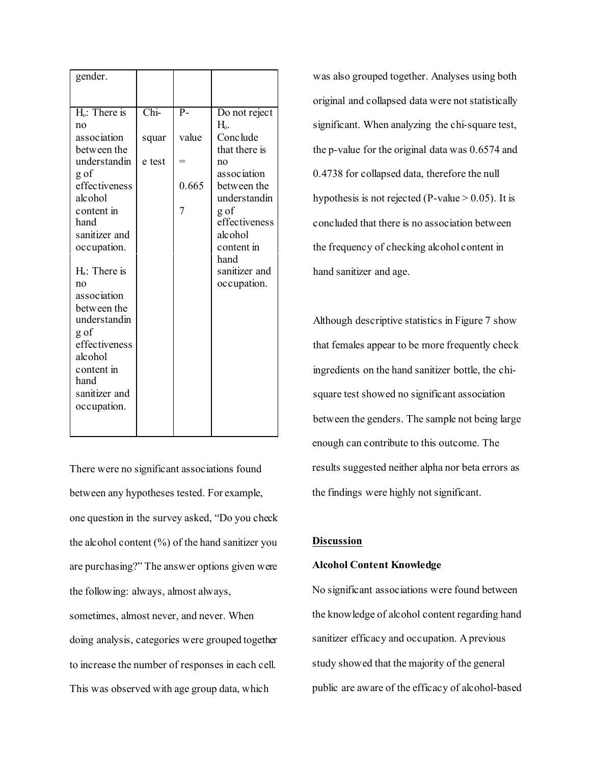| gender. | | | |
| --- | --- | --- | --- |
| $H_o$: There is no association between the understanding of effectiveness alcohol content in hand sanitizer and occupation.<br><br>$H_a$: There is no association between the understanding of effectiveness alcohol content in hand sanitizer and occupation. | Chi-square test | P-value = 0.6657 | Do not reject $H_o$. Conclude that there is no association between the understanding of effectiveness alcohol content in hand sanitizer and occupation. |

There were no significant associations found between any hypotheses tested. For example, one question in the survey asked, "Do you check the alcohol content (%) of the hand sanitizer you are purchasing?" The answer options given were the following: always, almost always, sometimes, almost never, and never. When doing analysis, categories were grouped together to increase the number of responses in each cell. This was observed with age group data, which was also grouped together. Analyses using both original and collapsed data were not statistically significant. When analyzing the chi-square test, the p-value for the original data was 0.6574 and 0.4738 for collapsed data, therefore the null hypothesis is not rejected (P-value > 0.05). It is concluded that there is no association between the frequency of checking alcohol content in hand sanitizer and age.

Although descriptive statistics in Figure 7 show that females appear to be more frequently check ingredients on the hand sanitizer bottle, the chi-square test showed no significant association between the genders. The sample not being large enough can contribute to this outcome. The results suggested neither alpha nor beta errors as the findings were highly not significant.

## Discussion

### Alcohol Content Knowledge

No significant associations were found between the knowledge of alcohol content regarding hand sanitizer efficacy and occupation. A previous study showed that the majority of the general public are aware of the efficacy of alcohol-based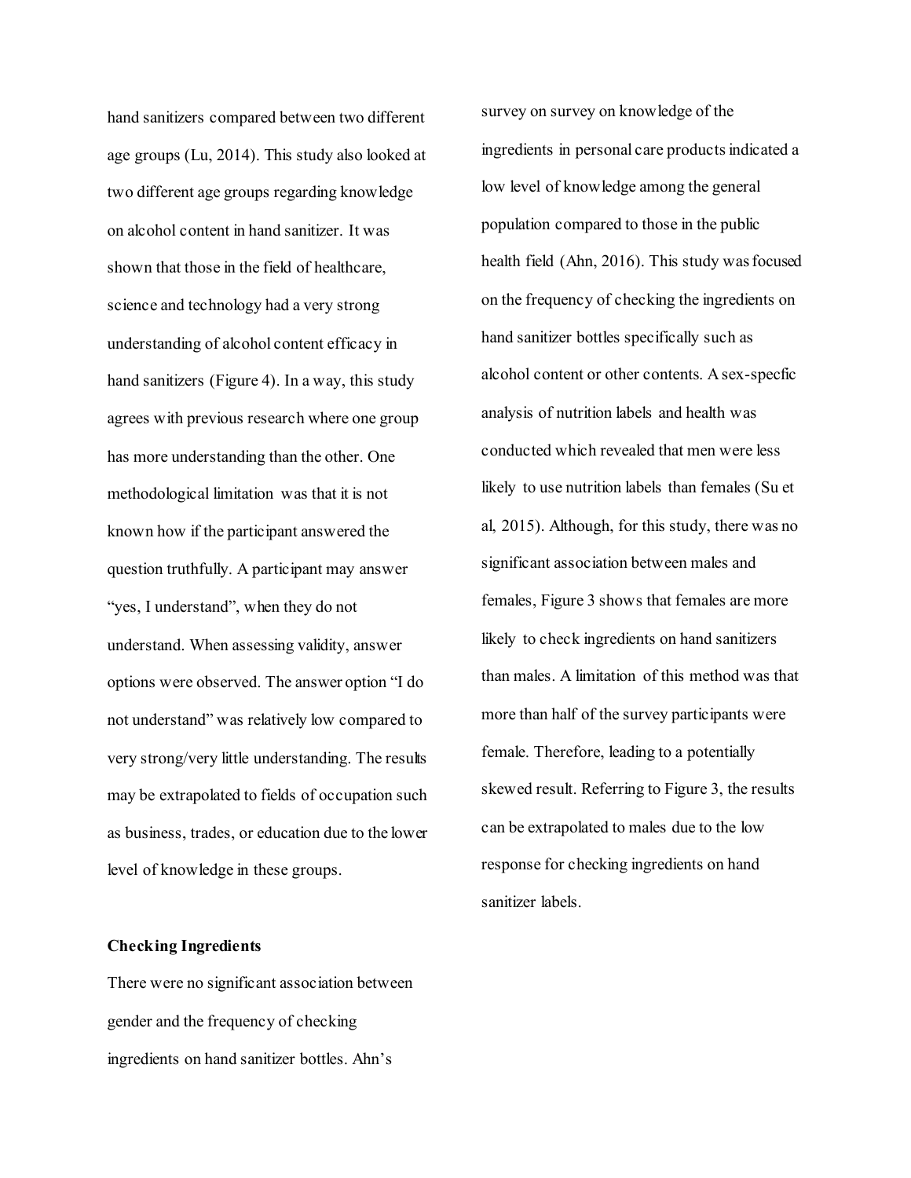hand sanitizers compared between two different age groups (Lu, 2014). This study also looked at two different age groups regarding knowledge on alcohol content in hand sanitizer. It was shown that those in the field of healthcare, science and technology had a very strong understanding of alcohol content efficacy in hand sanitizers (Figure 4). In a way, this study agrees with previous research where one group has more understanding than the other. One methodological limitation was that it is not known how if the participant answered the question truthfully. A participant may answer "yes, I understand", when they do not understand. When assessing validity, answer options were observed. The answer option "I do not understand" was relatively low compared to very strong/very little understanding. The results may be extrapolated to fields of occupation such as business, trades, or education due to the lower level of knowledge in these groups.

**Checking Ingredients**

There were no significant association between gender and the frequency of checking ingredients on hand sanitizer bottles. Ahn's survey on survey on knowledge of the ingredients in personal care products indicated a low level of knowledge among the general population compared to those in the public health field (Ahn, 2016). This study was focused on the frequency of checking the ingredients on hand sanitizer bottles specifically such as alcohol content or other contents. A sex-specfic analysis of nutrition labels and health was conducted which revealed that men were less likely to use nutrition labels than females (Su et al, 2015). Although, for this study, there was no significant association between males and females, Figure 3 shows that females are more likely to check ingredients on hand sanitizers than males. A limitation of this method was that more than half of the survey participants were female. Therefore, leading to a potentially skewed result. Referring to Figure 3, the results can be extrapolated to males due to the low response for checking ingredients on hand sanitizer labels.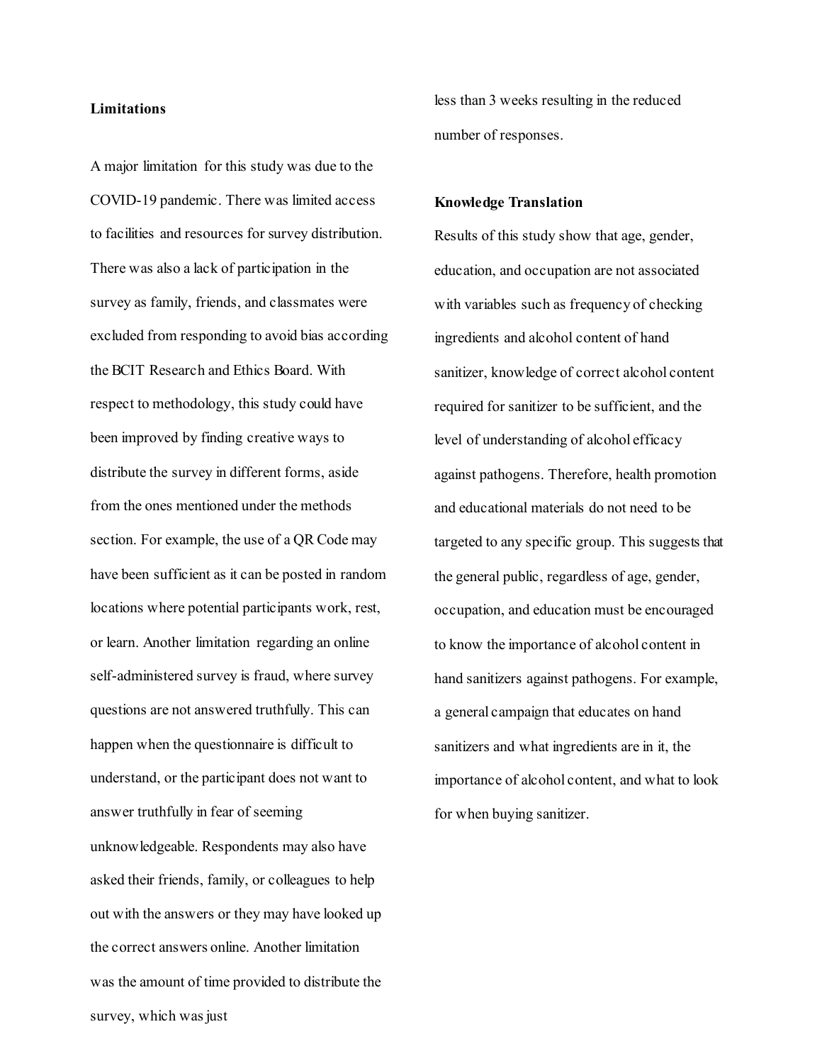**Limitations**

A major limitation for this study was due to the COVID-19 pandemic. There was limited access to facilities and resources for survey distribution. There was also a lack of participation in the survey as family, friends, and classmates were excluded from responding to avoid bias according the BCIT Research and Ethics Board. With respect to methodology, this study could have been improved by finding creative ways to distribute the survey in different forms, aside from the ones mentioned under the methods section. For example, the use of a QR Code may have been sufficient as it can be posted in random locations where potential participants work, rest, or learn. Another limitation regarding an online self-administered survey is fraud, where survey questions are not answered truthfully. This can happen when the questionnaire is difficult to understand, or the participant does not want to answer truthfully in fear of seeming unknowledgeable. Respondents may also have asked their friends, family, or colleagues to help out with the answers or they may have looked up the correct answers online. Another limitation was the amount of time provided to distribute the survey, which was just less than 3 weeks resulting in the reduced number of responses.

**Knowledge Translation**

Results of this study show that age, gender, education, and occupation are not associated with variables such as frequency of checking ingredients and alcohol content of hand sanitizer, knowledge of correct alcohol content required for sanitizer to be sufficient, and the level of understanding of alcohol efficacy against pathogens. Therefore, health promotion and educational materials do not need to be targeted to any specific group. This suggests that the general public, regardless of age, gender, occupation, and education must be encouraged to know the importance of alcohol content in hand sanitizers against pathogens. For example, a general campaign that educates on hand sanitizers and what ingredients are in it, the importance of alcohol content, and what to look for when buying sanitizer.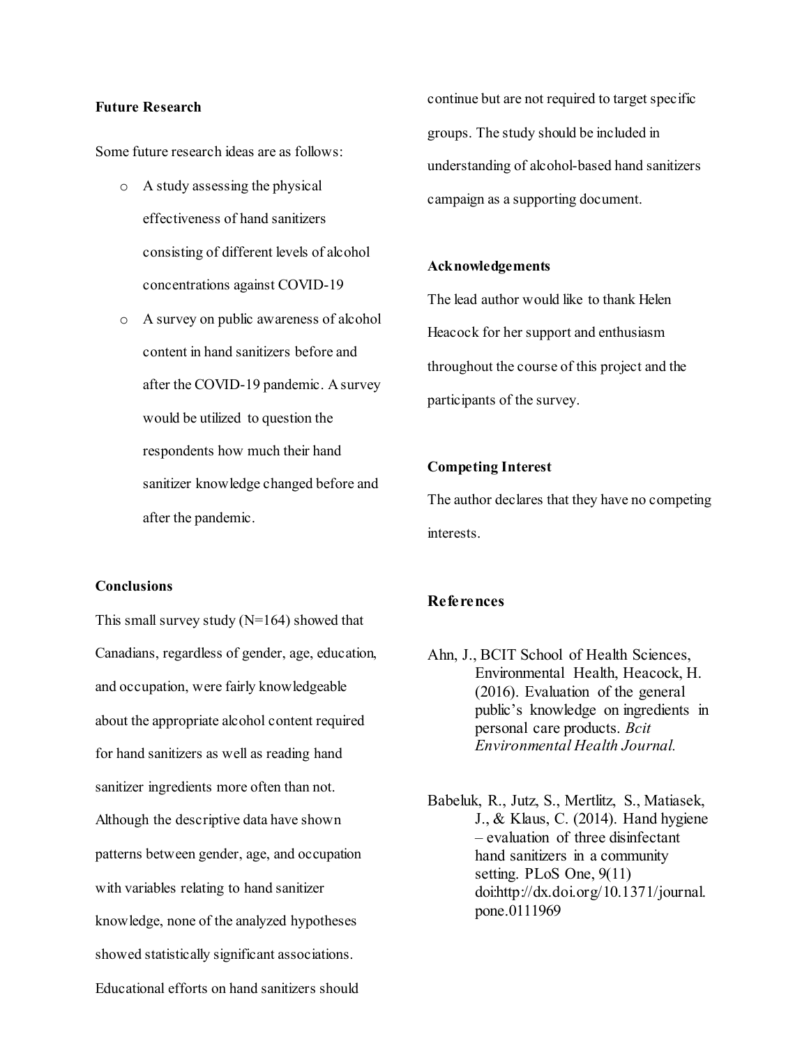**Future Research**

Some future research ideas are as follows:

- A study assessing the physical effectiveness of hand sanitizers consisting of different levels of alcohol concentrations against COVID-19
- A survey on public awareness of alcohol content in hand sanitizers before and after the COVID-19 pandemic. A survey would be utilized to question the respondents how much their hand sanitizer knowledge changed before and after the pandemic.

**Conclusions**

This small survey study (N=164) showed that Canadians, regardless of gender, age, education, and occupation, were fairly knowledgeable about the appropriate alcohol content required for hand sanitizers as well as reading hand sanitizer ingredients more often than not. Although the descriptive data have shown patterns between gender, age, and occupation with variables relating to hand sanitizer knowledge, none of the analyzed hypotheses showed statistically significant associations. Educational efforts on hand sanitizers should continue but are not required to target specific groups. The study should be included in understanding of alcohol-based hand sanitizers campaign as a supporting document.

**Acknowledgements**

The lead author would like to thank Helen Heacock for her support and enthusiasm throughout the course of this project and the participants of the survey.

**Competing Interest**

The author declares that they have no competing interests.

**References**

Ahn, J., BCIT School of Health Sciences, Environmental Health, Heacock, H. (2016). Evaluation of the general public's knowledge on ingredients in personal care products. *Bcit Environmental Health Journal.*

Babeluk, R., Jutz, S., Mertlitz, S., Matiasek, J., & Klaus, C. (2014). Hand hygiene – evaluation of three disinfectant hand sanitizers in a community setting. PLoS One, 9(11) doi:http://dx.doi.org/10.1371/journal.pone.0111969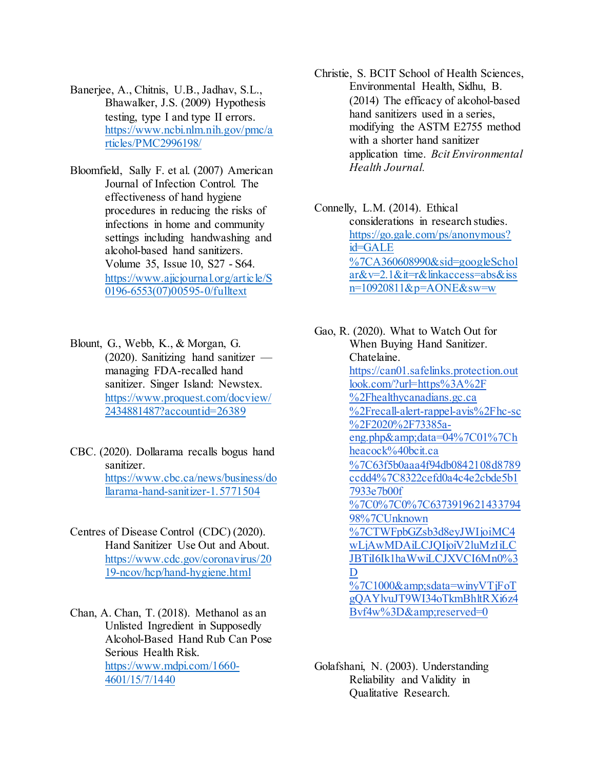Banerjee, A., Chitnis, U.B., Jadhav, S.L., Bhawalker, J.S. (2009) Hypothesis testing, type I and type II errors. https://www.ncbi.nlm.nih.gov/pmc/articles/PMC2996198/

Bloomfield, Sally F. et al. (2007) American Journal of Infection Control. The effectiveness of hand hygiene procedures in reducing the risks of infections in home and community settings including handwashing and alcohol-based hand sanitizers. Volume 35, Issue 10, S27 - S64. https://www.ajicjournal.org/article/S0196-6553(07)00595-0/fulltext

Blount, G., Webb, K., & Morgan, G. (2020). Sanitizing hand sanitizer — managing FDA-recalled hand sanitizer. Singer Island: Newstex. https://www.proquest.com/docview/2434881487?accountid=26389

CBC. (2020). Dollarama recalls bogus hand sanitizer. https://www.cbc.ca/news/business/dollarama-hand-sanitizer-1.5771504

Centres of Disease Control (CDC) (2020). Hand Sanitizer Use Out and About. https://www.cdc.gov/coronavirus/2019-ncov/hcp/hand-hygiene.html

Chan, A. Chan, T. (2018). Methanol as an Unlisted Ingredient in Supposedly Alcohol-Based Hand Rub Can Pose Serious Health Risk. https://www.mdpi.com/1660-4601/15/7/1440

Christie, S. BCIT School of Health Sciences, Environmental Health, Sidhu, B. (2014) The efficacy of alcohol-based hand sanitizers used in a series, modifying the ASTM E2755 method with a shorter hand sanitizer application time. *Bcit Environmental Health Journal.*

Connelly, L.M. (2014). Ethical considerations in research studies. https://go.gale.com/ps/anonymous?id=GALE%7CA360608990&sid=googleScholar&v=2.1&it=r&linkaccess=abs&issn=10920811&p=AONE&sw=w

Gao, R. (2020). What to Watch Out for When Buying Hand Sanitizer. Chatelaine. https://can01.safelinks.protection.outlook.com/?url=https%3A%2F%2Fhealthycanadians.gc.ca%2Frecall-alert-rappel-avis%2Fhc-sc%2F2020%2F73385a-eng.php&amp;data=04%7C01%7Checheacock%40bcit.ca%7C63f5b0aaa4f94db0842108d8789ccdd4%7C8322cefd0a4c4e2cbde5b17933e7b00f%7C0%7C0%7C637391962143379498%7CUnknown%7CTWFpbGZsb3d8eyJWIjoiMC4wLjAwMDAiLCJQIjoiV2luMzIiLCJBTiI6Ik1haWwiLCJXVCI6Mn0%3D%7C1000&amp;sdata=winyVTjFoTgQAYlvuJT9WI34oTkmBhltRXi6z4Bvf4w%3D&amp;reserved=0

Golafshani, N. (2003). Understanding Reliability and Validity in Qualitative Research.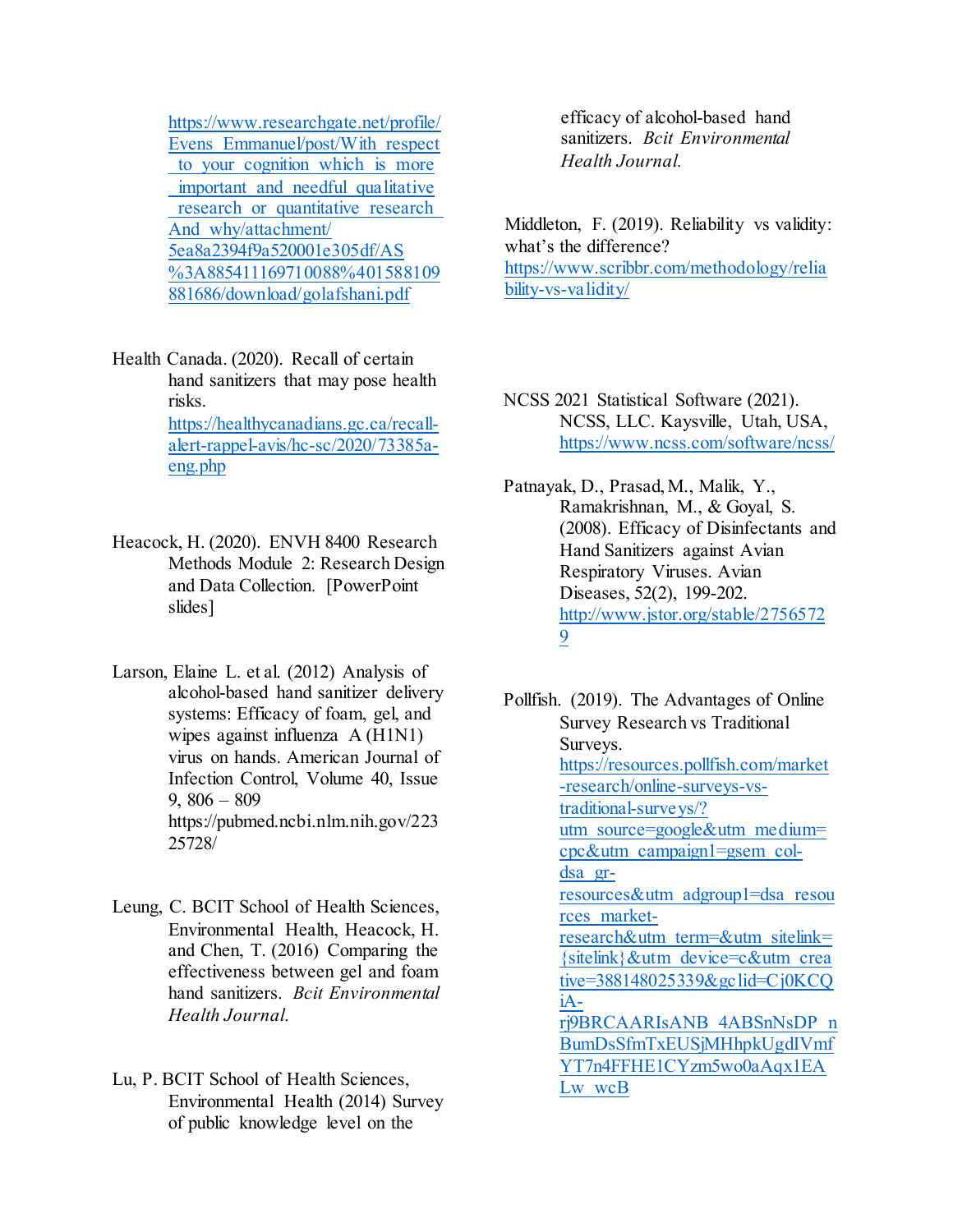https://www.researchgate.net/profile/Evens_Emmanuel/post/With_respect_to_your_cognition_which_is_more_important_and_needful_qualitative_research_or_quantitative_research_And_why/attachment/5ea8a2394f9a520001e305df/AS%3A885411169710088%401588109881686/download/golafshani.pdf

Health Canada. (2020). Recall of certain hand sanitizers that may pose health risks. https://healthycanadians.gc.ca/recall-alert-rappel-avis/hc-sc/2020/73385a-eng.php

Heacock, H. (2020). ENVH 8400 Research Methods Module 2: Research Design and Data Collection. [PowerPoint slides]

Larson, Elaine L. et al. (2012) Analysis of alcohol-based hand sanitizer delivery systems: Efficacy of foam, gel, and wipes against influenza A (H1N1) virus on hands. American Journal of Infection Control, Volume 40, Issue 9, 806 – 809 https://pubmed.ncbi.nlm.nih.gov/22325728/

Leung, C. BCIT School of Health Sciences, Environmental Health, Heacock, H. and Chen, T. (2016) Comparing the effectiveness between gel and foam hand sanitizers. *Bcit Environmental Health Journal.*

Lu, P. BCIT School of Health Sciences, Environmental Health (2014) Survey of public knowledge level on the efficacy of alcohol-based hand sanitizers. *Bcit Environmental Health Journal.*

Middleton, F. (2019). Reliability vs validity: what's the difference? https://www.scribbr.com/methodology/reliability-vs-validity/

NCSS 2021 Statistical Software (2021). NCSS, LLC. Kaysville, Utah, USA, https://www.ncss.com/software/ncss/

Patnayak, D., Prasad, M., Malik, Y., Ramakrishnan, M., & Goyal, S. (2008). Efficacy of Disinfectants and Hand Sanitizers against Avian Respiratory Viruses. Avian Diseases, 52(2), 199-202. http://www.jstor.org/stable/27565729

Pollfish. (2019). The Advantages of Online Survey Research vs Traditional Surveys. https://resources.pollfish.com/market-research/online-surveys-vs-traditional-surveys/?utm_source=google&utm_medium=cpc&utm_campaign1=gsem_col-dsa_gr-resources&utm_adgroup1=dsa_resources_market-research&utm_term=&utm_sitelink={sitelink}&utm_device=c&utm_creative=388148025339&gclid=Cj0KCQiA-rj9BRCAARIsANB_4ABSnNsDP_nBumDsSfmTxEUSjMHhpkUgdIVmfYT7n4FFHE1CYzm5wo0aAqx1EALw_wcB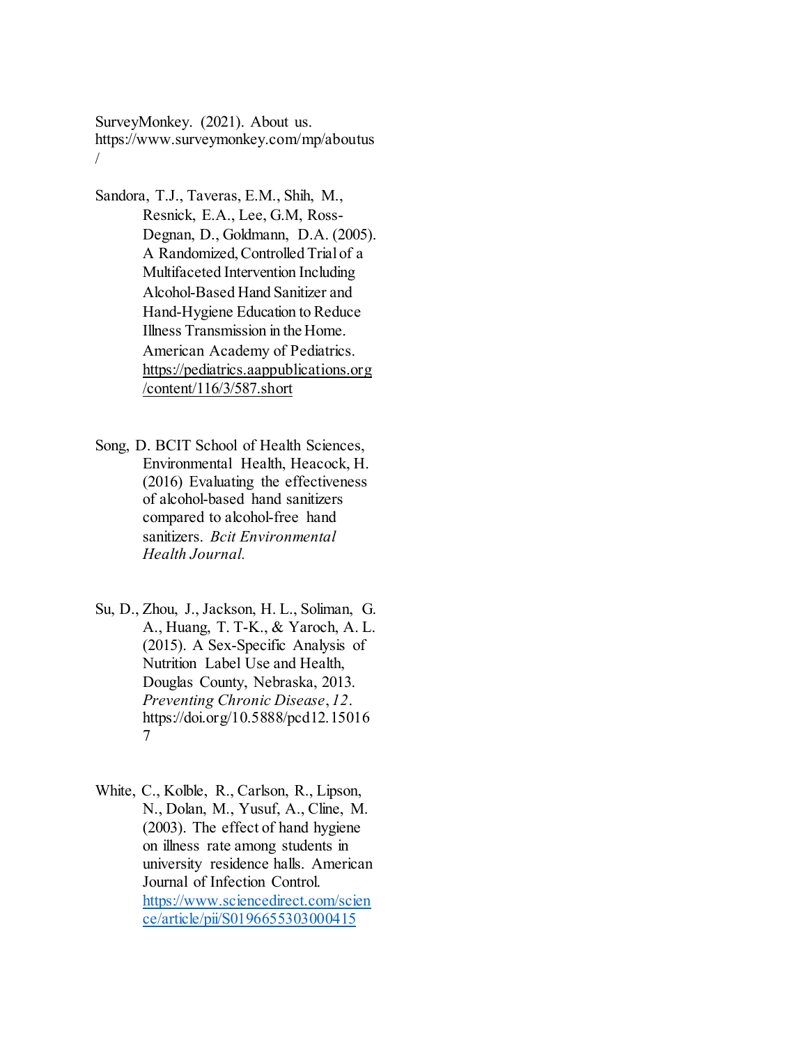SurveyMonkey. (2021). About us. https://www.surveymonkey.com/mp/aboutus/

Sandora, T.J., Taveras, E.M., Shih, M., Resnick, E.A., Lee, G.M, Ross-Degnan, D., Goldmann, D.A. (2005). A Randomized, Controlled Trial of a Multifaceted Intervention Including Alcohol-Based Hand Sanitizer and Hand-Hygiene Education to Reduce Illness Transmission in the Home. American Academy of Pediatrics. https://pediatrics.aappublications.org/content/116/3/587.short

Song, D. BCIT School of Health Sciences, Environmental Health, Heacock, H. (2016) Evaluating the effectiveness of alcohol-based hand sanitizers compared to alcohol-free hand sanitizers. *Bcit Environmental Health Journal.*

Su, D., Zhou, J., Jackson, H. L., Soliman, G. A., Huang, T. T-K., & Yaroch, A. L. (2015). A Sex-Specific Analysis of Nutrition Label Use and Health, Douglas County, Nebraska, 2013. *Preventing Chronic Disease*, *12*. https://doi.org/10.5888/pcd12.150167

White, C., Kolble, R., Carlson, R., Lipson, N., Dolan, M., Yusuf, A., Cline, M. (2003). The effect of hand hygiene on illness rate among students in university residence halls. American Journal of Infection Control. https://www.sciencedirect.com/science/article/pii/S0196655303000415